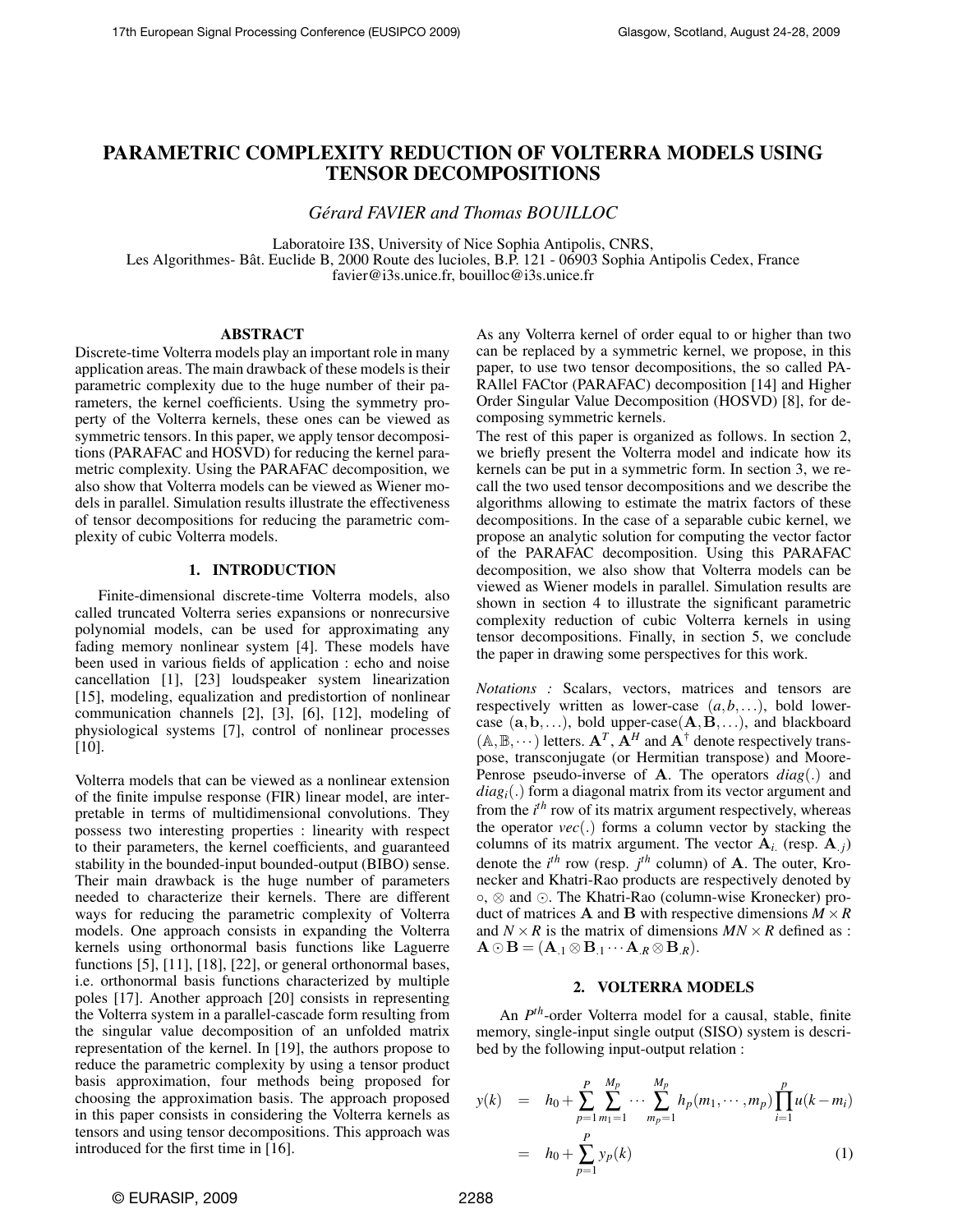# PARAMETRIC COMPLEXITY REDUCTION OF VOLTERRA MODELS USING TENSOR DECOMPOSITIONS

*Gérard FAVIER and Thomas BOUILLOC*

Laboratoire I3S, University of Nice Sophia Antipolis, CNRS,
Les Algorithmes- Bât. Euclide B, 2000 Route des lucioles, B.P. 121 - 06903 Sophia Antipolis Cedex, France
favier@i3s.unice.fr, bouilloc@i3s.unice.fr

## ABSTRACT

Discrete-time Volterra models play an important role in many application areas. The main drawback of these models is their parametric complexity due to the huge number of their parameters, the kernel coefficients. Using the symmetry property of the Volterra kernels, these ones can be viewed as symmetric tensors. In this paper, we apply tensor decompositions (PARAFAC and HOSVD) for reducing the kernel parametric complexity. Using the PARAFAC decomposition, we also show that Volterra models can be viewed as Wiener models in parallel. Simulation results illustrate the effectiveness of tensor decompositions for reducing the parametric complexity of cubic Volterra models.

## 1. INTRODUCTION

Finite-dimensional discrete-time Volterra models, also called truncated Volterra series expansions or nonrecursive polynomial models, can be used for approximating any fading memory nonlinear system [4]. These models have been used in various fields of application : echo and noise cancellation [1], [23] loudspeaker system linearization [15], modeling, equalization and predistortion of nonlinear communication channels [2], [3], [6], [12], modeling of physiological systems [7], control of nonlinear processes [10].

Volterra models that can be viewed as a nonlinear extension of the finite impulse response (FIR) linear model, are interpretable in terms of multidimensional convolutions. They possess two interesting properties : linearity with respect to their parameters, the kernel coefficients, and guaranteed stability in the bounded-input bounded-output (BIBO) sense. Their main drawback is the huge number of parameters needed to characterize their kernels. There are different ways for reducing the parametric complexity of Volterra models. One approach consists in expanding the Volterra kernels using orthonormal basis functions like Laguerre functions [5], [11], [18], [22], or general orthonormal bases, i.e. orthonormal basis functions characterized by multiple poles [17]. Another approach [20] consists in representing the Volterra system in a parallel-cascade form resulting from the singular value decomposition of an unfolded matrix representation of the kernel. In [19], the authors propose to reduce the parametric complexity by using a tensor product basis approximation, four methods being proposed for choosing the approximation basis. The approach proposed in this paper consists in considering the Volterra kernels as tensors and using tensor decompositions. This approach was introduced for the first time in [16].

As any Volterra kernel of order equal to or higher than two can be replaced by a symmetric kernel, we propose, in this paper, to use two tensor decompositions, the so called PARAllel FACtor (PARAFAC) decomposition [14] and Higher Order Singular Value Decomposition (HOSVD) [8], for decomposing symmetric kernels.

The rest of this paper is organized as follows. In section 2, we briefly present the Volterra model and indicate how its kernels can be put in a symmetric form. In section 3, we recall the two used tensor decompositions and we describe the algorithms allowing to estimate the matrix factors of these decompositions. In the case of a separable cubic kernel, we propose an analytic solution for computing the vector factor of the PARAFAC decomposition. Using this PARAFAC decomposition, we also show that Volterra models can be viewed as Wiener models in parallel. Simulation results are shown in section 4 to illustrate the significant parametric complexity reduction of cubic Volterra kernels in using tensor decompositions. Finally, in section 5, we conclude the paper in drawing some perspectives for this work.

*Notations :* Scalars, vectors, matrices and tensors are respectively written as lower-case $(a,b,\ldots)$, bold lower-case $(\mathbf{a},\mathbf{b},\ldots)$, bold upper-case$(\mathbf{A},\mathbf{B},\ldots)$, and blackboard $(\mathbb{A},\mathbb{B},\cdots)$ letters. $\mathbf{A}^T$, $\mathbf{A}^H$ and $\mathbf{A}^\dagger$ denote respectively transpose, transconjugate (or Hermitian transpose) and Moore-Penrose pseudo-inverse of $\mathbf{A}$. The operators $diag(.)$ and $diag_i(.)$ form a diagonal matrix from its vector argument and from the $i^{th}$ row of its matrix argument respectively, whereas the operator $vec(.)$ forms a column vector by stacking the columns of its matrix argument. The vector $\mathbf{A}_{i.}$ (resp. $\mathbf{A}_{.j}$) denote the $i^{th}$ row (resp. $j^{th}$ column) of $\mathbf{A}$. The outer, Kronecker and Khatri-Rao products are respectively denoted by $\circ$, $\otimes$ and $\odot$. The Khatri-Rao (column-wise Kronecker) product of matrices $\mathbf{A}$ and $\mathbf{B}$ with respective dimensions $M\times R$ and $N\times R$ is the matrix of dimensions $MN\times R$ defined as : $\mathbf{A}\odot\mathbf{B} = (\mathbf{A}_{.1}\otimes\mathbf{B}_{.1}\cdots\mathbf{A}_{.R}\otimes\mathbf{B}_{.R})$.

## 2. VOLTERRA MODELS

An $P^{th}$-order Volterra model for a causal, stable, finite memory, single-input single output (SISO) system is described by the following input-output relation :

$$
\begin{aligned}
y(k) &= h_0 + \sum_{p=1}^{P}\sum_{m_1=1}^{M_p}\cdots\sum_{m_p=1}^{M_p} h_p(m_1,\cdots,m_p)\prod_{i=1}^{p}u(k-m_i) \\
&= h_0 + \sum_{p=1}^{P} y_p(k) \qquad (1)
\end{aligned}
$$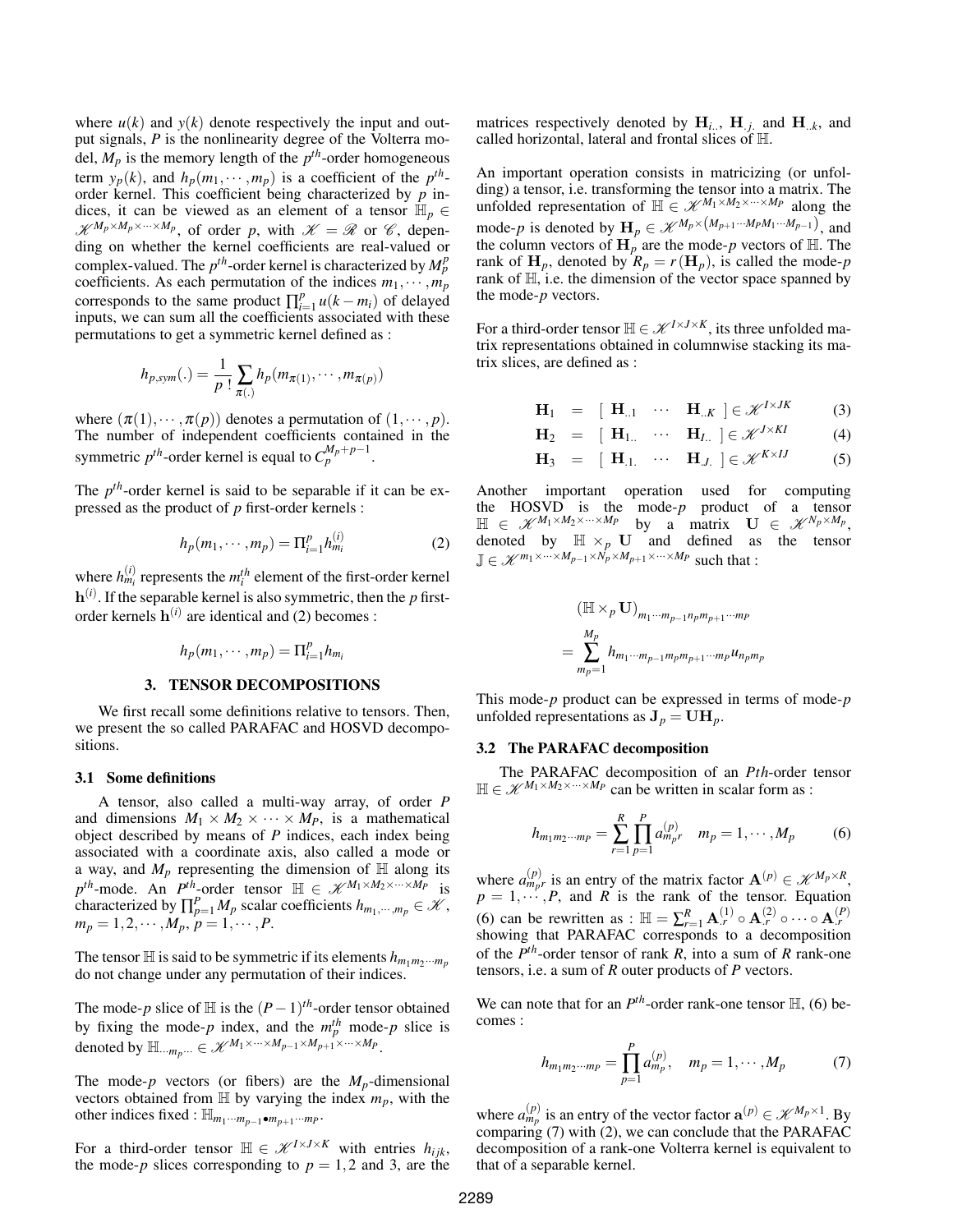where $u(k)$ and $y(k)$ denote respectively the input and output signals, $P$ is the nonlinearity degree of the Volterra model, $M_p$ is the memory length of the $p^{th}$-order homogeneous term $y_p(k)$, and $h_p(m_1, \cdots, m_p)$ is a coefficient of the $p^{th}$-order kernel. This coefficient being characterized by $p$ indices, it can be viewed as an element of a tensor $\mathbb{H}_p \in \mathscr{K}^{M_p \times M_p \times \cdots \times M_p}$, of order $p$, with $\mathscr{K} = \mathscr{R}$ or $\mathscr{C}$, depending on whether the kernel coefficients are real-valued or complex-valued. The $p^{th}$-order kernel is characterized by $M_p^p$ coefficients. As each permutation of the indices $m_1, \cdots, m_p$ corresponds to the same product $\prod_{i=1}^{p} u(k-m_i)$ of delayed inputs, we can sum all the coefficients associated with these permutations to get a symmetric kernel defined as :

$$h_{p,sym}(.) = \frac{1}{p\,!} \sum_{\pi(.)} h_p(m_{\pi(1)}, \cdots, m_{\pi(p)})$$

where $(\pi(1), \cdots, \pi(p))$ denotes a permutation of $(1, \cdots, p)$. The number of independent coefficients contained in the symmetric $p^{th}$-order kernel is equal to $C_p^{M_p+p-1}$.

The $p^{th}$-order kernel is said to be separable if it can be expressed as the product of $p$ first-order kernels :

$$h_p(m_1, \cdots, m_p) = \Pi_{i=1}^{p} h_{m_i}^{(i)} \tag{2}$$

where $h_{m_i}^{(i)}$ represents the $m_i^{th}$ element of the first-order kernel $\mathbf{h}^{(i)}$. If the separable kernel is also symmetric, then the $p$ first-order kernels $\mathbf{h}^{(i)}$ are identical and (2) becomes :

$$h_p(m_1, \cdots, m_p) = \Pi_{i=1}^{p} h_{m_i}$$

## 3. TENSOR DECOMPOSITIONS

We first recall some definitions relative to tensors. Then, we present the so called PARAFAC and HOSVD decompositions.

### 3.1 Some definitions

A tensor, also called a multi-way array, of order $P$ and dimensions $M_1 \times M_2 \times \cdots \times M_P$, is a mathematical object described by means of $P$ indices, each index being associated with a coordinate axis, also called a mode or a way, and $M_p$ representing the dimension of $\mathbb{H}$ along its $p^{th}$-mode. An $P^{th}$-order tensor $\mathbb{H} \in \mathscr{K}^{M_1 \times M_2 \times \cdots \times M_P}$ is characterized by $\prod_{p=1}^{P} M_p$ scalar coefficients $h_{m_1, \cdots, m_p} \in \mathscr{K}$, $m_p = 1, 2, \cdots, M_p$, $p = 1, \cdots, P$.

The tensor $\mathbb{H}$ is said to be symmetric if its elements $h_{m_1 m_2 \cdots m_p}$ do not change under any permutation of their indices.

The mode-$p$ slice of $\mathbb{H}$ is the $(P-1)^{th}$-order tensor obtained by fixing the mode-$p$ index, and the $m_p^{th}$ mode-$p$ slice is denoted by $\mathbb{H}_{\cdots m_p \cdots} \in \mathscr{K}^{M_1 \times \cdots \times M_{p-1} \times M_{p+1} \times \cdots \times M_P}$.

The mode-$p$ vectors (or fibers) are the $M_p$-dimensional vectors obtained from $\mathbb{H}$ by varying the index $m_p$, with the other indices fixed : $\mathbb{H}_{m_1 \cdots m_{p-1} \bullet m_{p+1} \cdots m_P}$.

For a third-order tensor $\mathbb{H} \in \mathscr{K}^{I \times J \times K}$ with entries $h_{ijk}$, the mode-$p$ slices corresponding to $p = 1, 2$ and $3$, are the matrices respectively denoted by $\mathbf{H}_{i..}$, $\mathbf{H}_{.j.}$ and $\mathbf{H}_{..k}$, and called horizontal, lateral and frontal slices of $\mathbb{H}$.

An important operation consists in matricizing (or unfolding) a tensor, i.e. transforming the tensor into a matrix. The unfolded representation of $\mathbb{H} \in \mathscr{K}^{M_1 \times M_2 \times \cdots \times M_P}$ along the mode-$p$ is denoted by $\mathbf{H}_p \in \mathscr{K}^{M_p \times \left(M_{p+1} \cdots M_P M_1 \cdots M_{p-1}\right)}$, and the column vectors of $\mathbf{H}_p$ are the mode-$p$ vectors of $\mathbb{H}$. The rank of $\mathbf{H}_p$, denoted by $R_p = r(\mathbf{H}_p)$, is called the mode-$p$ rank of $\mathbb{H}$, i.e. the dimension of the vector space spanned by the mode-$p$ vectors.

For a third-order tensor $\mathbb{H} \in \mathscr{K}^{I \times J \times K}$, its three unfolded matrix representations obtained in columnwise stacking its matrix slices, are defined as :

$$\mathbf{H}_1 = [\ \mathbf{H}_{..1} \ \cdots \ \mathbf{H}_{..K}\ ] \in \mathscr{K}^{I \times JK} \tag{3}$$

$$\mathbf{H}_2 = [\ \mathbf{H}_{1..} \ \cdots \ \mathbf{H}_{I..}\ ] \in \mathscr{K}^{J \times KI} \tag{4}$$

$$\mathbf{H}_3 = [\ \mathbf{H}_{.1.} \ \cdots \ \mathbf{H}_{.J.}\ ] \in \mathscr{K}^{K \times IJ} \tag{5}$$

Another important operation used for computing the HOSVD is the mode-$p$ product of a tensor $\mathbb{H} \in \mathscr{K}^{M_1 \times M_2 \times \cdots \times M_P}$ by a matrix $\mathbf{U} \in \mathscr{K}^{N_p \times M_p}$, denoted by $\mathbb{H} \times_p \mathbf{U}$ and defined as the tensor $\mathbb{J} \in \mathscr{K}^{m_1 \times \cdots \times M_{p-1} \times N_p \times M_{p+1} \times \cdots \times M_P}$ such that :

$$\begin{aligned} &\left(\mathbb{H} \times_p \mathbf{U}\right)_{m_1 \cdots m_{p-1} n_p m_{p+1} \cdots m_P} \\ &= \sum_{m_p=1}^{M_p} h_{m_1 \cdots m_{p-1} m_p m_{p+1} \cdots m_P} u_{n_p m_p} \end{aligned}$$

This mode-$p$ product can be expressed in terms of mode-$p$ unfolded representations as $\mathbf{J}_p = \mathbf{U}\mathbf{H}_p$.

### 3.2 The PARAFAC decomposition

The PARAFAC decomposition of an $Pth$-order tensor $\mathbb{H} \in \mathscr{K}^{M_1 \times M_2 \times \cdots \times M_P}$ can be written in scalar form as :

$$h_{m_1 m_2 \cdots m_P} = \sum_{r=1}^{R} \prod_{p=1}^{P} a_{m_p r}^{(p)} \quad m_p = 1, \cdots, M_p \tag{6}$$

where $a_{m_p r}^{(p)}$ is an entry of the matrix factor $\mathbf{A}^{(p)} \in \mathscr{K}^{M_p \times R}$, $p = 1, \cdots, P$, and $R$ is the rank of the tensor. Equation (6) can be rewritten as : $\mathbb{H} = \sum_{r=1}^{R} \mathbf{A}_{.r}^{(1)} \circ \mathbf{A}_{.r}^{(2)} \circ \cdots \circ \mathbf{A}_{.r}^{(P)}$ showing that PARAFAC corresponds to a decomposition of the $P^{th}$-order tensor of rank $R$, into a sum of $R$ rank-one tensors, i.e. a sum of $R$ outer products of $P$ vectors.

We can note that for an $P^{th}$-order rank-one tensor $\mathbb{H}$, (6) becomes :

$$h_{m_1 m_2 \cdots m_P} = \prod_{p=1}^{P} a_{m_p}^{(p)}, \quad m_p = 1, \cdots, M_p \tag{7}$$

where $a_{m_p}^{(p)}$ is an entry of the vector factor $\mathbf{a}^{(p)} \in \mathscr{K}^{M_p \times 1}$. By comparing (7) with (2), we can conclude that the PARAFAC decomposition of a rank-one Volterra kernel is equivalent to that of a separable kernel.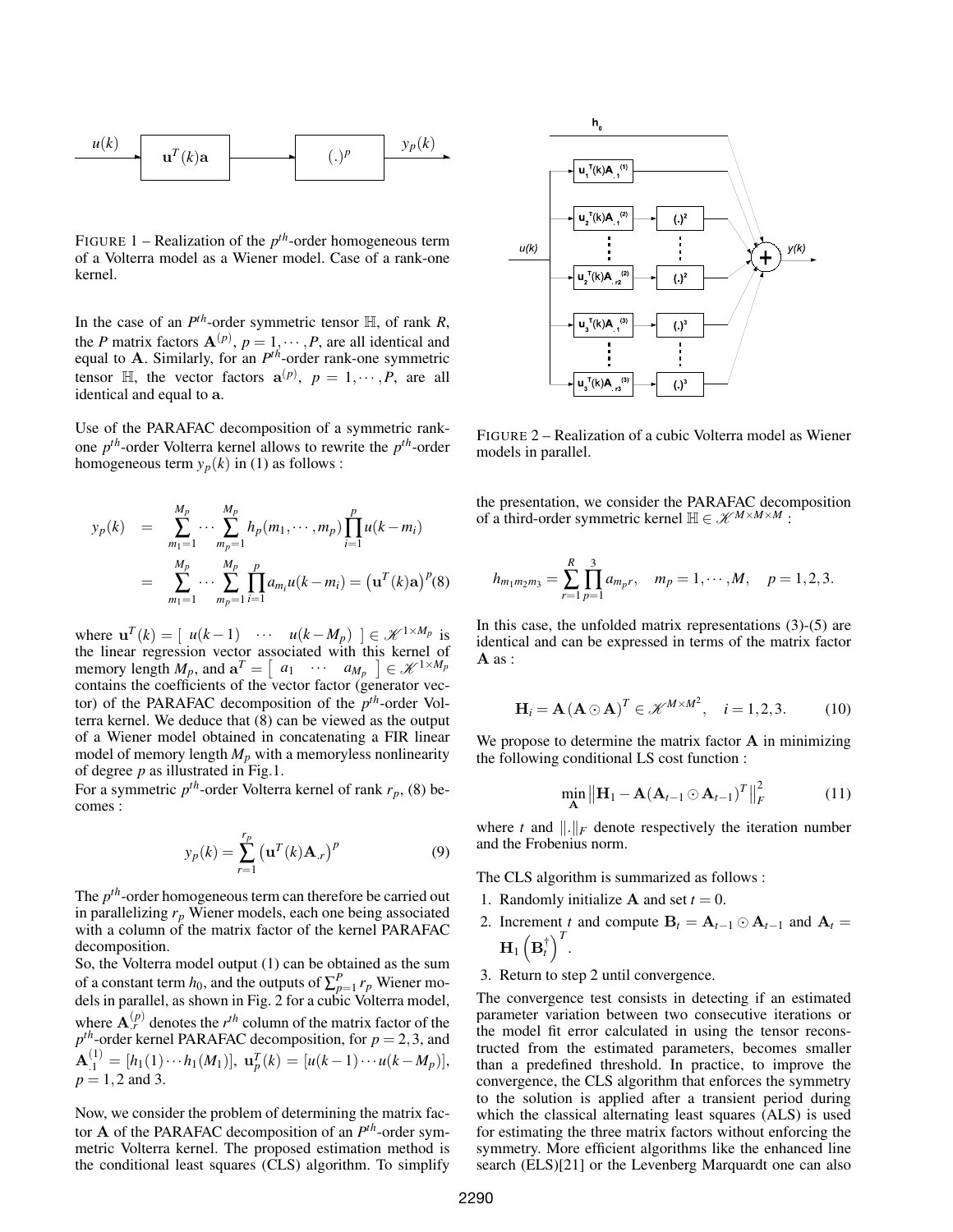FIGURE 1 – Realization of the $p^{th}$-order homogeneous term of a Volterra model as a Wiener model. Case of a rank-one kernel.

In the case of an $P^{th}$-order symmetric tensor $\mathbb{H}$, of rank $R$, the $P$ matrix factors $\mathbf{A}^{(p)}$, $p = 1, \cdots, P$, are all identical and equal to $\mathbf{A}$. Similarly, for an $P^{th}$-order rank-one symmetric tensor $\mathbb{H}$, the vector factors $\mathbf{a}^{(p)}$, $p = 1, \cdots, P$, are all identical and equal to $\mathbf{a}$.

Use of the PARAFAC decomposition of a symmetric rank-one $p^{th}$-order Volterra kernel allows to rewrite the $p^{th}$-order homogeneous term $y_p(k)$ in (1) as follows :

$$
\begin{aligned}
y_p(k) &= \sum_{m_1=1}^{M_p} \cdots \sum_{m_p=1}^{M_p} h_p(m_1, \cdots, m_p) \prod_{i=1}^{p} u(k - m_i) \\
&= \sum_{m_1=1}^{M_p} \cdots \sum_{m_p=1}^{M_p} \prod_{i=1}^{p} a_{m_i} u(k - m_i) = \left(\mathbf{u}^T(k)\mathbf{a}\right)^p \quad (8)
\end{aligned}
$$

where $\mathbf{u}^T(k) = [\ u(k-1) \ \cdots \ u(k-M_p)\ ] \in \mathscr{K}^{1 \times M_p}$ is the linear regression vector associated with this kernel of memory length $M_p$, and $\mathbf{a}^T = [\ a_1 \ \cdots \ a_{M_p}\ ] \in \mathscr{K}^{1 \times M_p}$ contains the coefficients of the vector factor (generator vector) of the PARAFAC decomposition of the $p^{th}$-order Volterra kernel. We deduce that (8) can be viewed as the output of a Wiener model obtained in concatenating a FIR linear model of memory length $M_p$ with a memoryless nonlinearity of degree $p$ as illustrated in Fig.1.

For a symmetric $p^{th}$-order Volterra kernel of rank $r_p$, (8) becomes :

$$
y_p(k) = \sum_{r=1}^{r_p} \left(\mathbf{u}^T(k)\mathbf{A}_{.r}\right)^p \quad (9)
$$

The $p^{th}$-order homogeneous term can therefore be carried out in parallelizing $r_p$ Wiener models, each one being associated with a column of the matrix factor of the kernel PARAFAC decomposition.

So, the Volterra model output (1) can be obtained as the sum of a constant term $h_0$, and the outputs of $\sum_{p=1}^{P} r_p$ Wiener models in parallel, as shown in Fig. 2 for a cubic Volterra model, where $\mathbf{A}_{.r}^{(p)}$ denotes the $r^{th}$ column of the matrix factor of the $p^{th}$-order kernel PARAFAC decomposition, for $p = 2, 3$, and $\mathbf{A}_{.1}^{(1)} = [h_1(1) \cdots h_1(M_1)]$, $\mathbf{u}_p^T(k) = [u(k-1) \cdots u(k-M_p)]$, $p = 1, 2$ and 3.

Now, we consider the problem of determining the matrix factor $\mathbf{A}$ of the PARAFAC decomposition of an $P^{th}$-order symmetric Volterra kernel. The proposed estimation method is the conditional least squares (CLS) algorithm. To simplify

FIGURE 2 – Realization of a cubic Volterra model as Wiener models in parallel.

the presentation, we consider the PARAFAC decomposition of a third-order symmetric kernel $\mathbb{H} \in \mathscr{K}^{M \times M \times M}$ :

$$
h_{m_1 m_2 m_3} = \sum_{r=1}^{R} \prod_{p=1}^{3} a_{m_p r}, \quad m_p = 1, \cdots, M, \quad p = 1, 2, 3.
$$

In this case, the unfolded matrix representations (3)-(5) are identical and can be expressed in terms of the matrix factor $\mathbf{A}$ as :

$$
\mathbf{H}_i = \mathbf{A}\left(\mathbf{A} \odot \mathbf{A}\right)^T \in \mathscr{K}^{M \times M^2}, \quad i = 1, 2, 3. \quad (10)
$$

We propose to determine the matrix factor $\mathbf{A}$ in minimizing the following conditional LS cost function :

$$
\min_{\mathbf{A}} \left\| \mathbf{H}_1 - \mathbf{A}(\mathbf{A}_{t-1} \odot \mathbf{A}_{t-1})^T \right\|_F^2 \quad (11)
$$

where $t$ and $\|.\|_F$ denote respectively the iteration number and the Frobenius norm.

The CLS algorithm is summarized as follows :

1. Randomly initialize $\mathbf{A}$ and set $t = 0$.
2. Increment $t$ and compute $\mathbf{B}_t = \mathbf{A}_{t-1} \odot \mathbf{A}_{t-1}$ and $\mathbf{A}_t = \mathbf{H}_1 \left(\mathbf{B}_t^{\dagger}\right)^T$.
3. Return to step 2 until convergence.

The convergence test consists in detecting if an estimated parameter variation between two consecutive iterations or the model fit error calculated in using the tensor reconstructed from the estimated parameters, becomes smaller than a predefined threshold. In practice, to improve the convergence, the CLS algorithm that enforces the symmetry to the solution is applied after a transient period during which the classical alternating least squares (ALS) is used for estimating the three matrix factors without enforcing the symmetry. More efficient algorithms like the enhanced line search (ELS)[21] or the Levenberg Marquardt one can also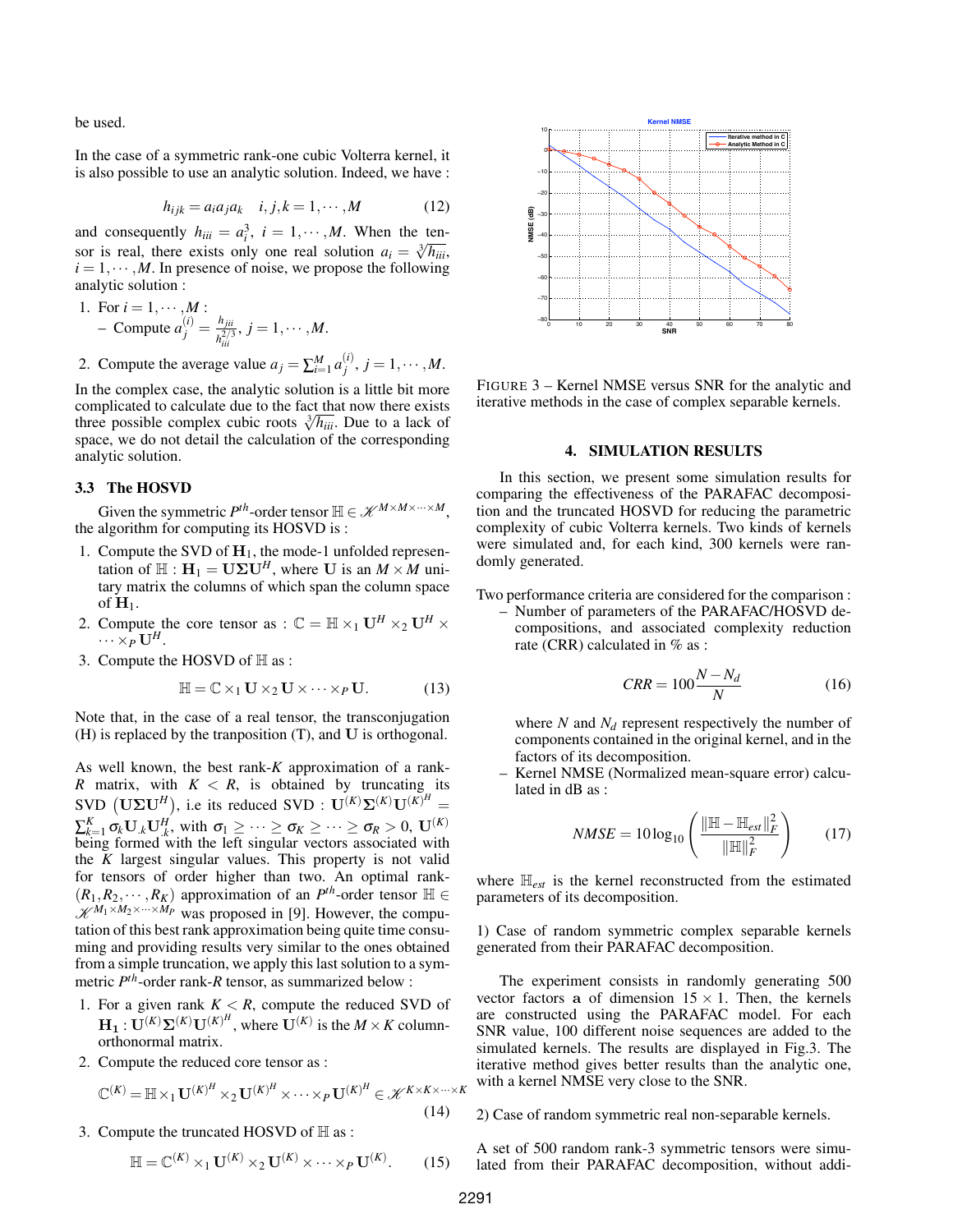be used.

In the case of a symmetric rank-one cubic Volterra kernel, it is also possible to use an analytic solution. Indeed, we have :

$$h_{ijk} = a_i a_j a_k \quad i, j, k = 1, \cdots, M \tag{12}$$

and consequently $h_{iii} = a_i^3$, $i = 1, \cdots, M$. When the tensor is real, there exists only one real solution $a_i = \sqrt[3]{h_{iii}}$, $i = 1, \cdots, M$. In presence of noise, we propose the following analytic solution :

1. For $i = 1, \cdots, M$ :
   – Compute $a_j^{(i)} = \frac{h_{jii}}{h_{iii}^{2/3}}$, $j = 1, \cdots, M$.
2. Compute the average value $a_j = \sum_{i=1}^{M} a_j^{(i)}$, $j = 1, \cdots, M$.

In the complex case, the analytic solution is a little bit more complicated to calculate due to the fact that now there exists three possible complex cubic roots $\sqrt[3]{h_{iii}}$. Due to a lack of space, we do not detail the calculation of the corresponding analytic solution.

### 3.3 The HOSVD

Given the symmetric $P^{th}$-order tensor $\mathbb{H} \in \mathscr{K}^{M \times M \times \cdots \times M}$, the algorithm for computing its HOSVD is :

1. Compute the SVD of $\mathbf{H}_1$, the mode-1 unfolded representation of $\mathbb{H}$ : $\mathbf{H}_1 = \mathbf{U}\mathbf{\Sigma}\mathbf{U}^H$, where $\mathbf{U}$ is an $M \times M$ unitary matrix the columns of which span the column space of $\mathbf{H}_1$.
2. Compute the core tensor as : $\mathbb{C} = \mathbb{H} \times_1 \mathbf{U}^H \times_2 \mathbf{U}^H \times \cdots \times_P \mathbf{U}^H$.
3. Compute the HOSVD of $\mathbb{H}$ as :

$$\mathbb{H} = \mathbb{C} \times_1 \mathbf{U} \times_2 \mathbf{U} \times \cdots \times_P \mathbf{U}. \tag{13}$$

Note that, in the case of a real tensor, the transconjugation (H) is replaced by the tranposition (T), and $\mathbf{U}$ is orthogonal.

As well known, the best rank-$K$ approximation of a rank-$R$ matrix, with $K < R$, is obtained by truncating its SVD $\left(\mathbf{U}\mathbf{\Sigma}\mathbf{U}^H\right)$, i.e its reduced SVD : $\mathbf{U}^{(K)}\mathbf{\Sigma}^{(K)}\mathbf{U}^{(K)^H} = \sum_{k=1}^{K} \sigma_k \mathbf{U}_{.k} \mathbf{U}_{.k}^H$, with $\sigma_1 \geq \cdots \geq \sigma_K \geq \cdots \geq \sigma_R > 0$, $\mathbf{U}^{(K)}$ being formed with the left singular vectors associated with the $K$ largest singular values. This property is not valid for tensors of order higher than two. An optimal rank-$(R_1, R_2, \cdots, R_K)$ approximation of an $P^{th}$-order tensor $\mathbb{H} \in \mathscr{K}^{M_1 \times M_2 \times \cdots \times M_P}$ was proposed in [9]. However, the computation of this best rank approximation being quite time consuming and providing results very similar to the ones obtained from a simple truncation, we apply this last solution to a symmetric $P^{th}$-order rank-$R$ tensor, as summarized below :

1. For a given rank $K < R$, compute the reduced SVD of $\mathbf{H_1}$ : $\mathbf{U}^{(K)}\mathbf{\Sigma}^{(K)}\mathbf{U}^{(K)^H}$, where $\mathbf{U}^{(K)}$ is the $M \times K$ column-orthonormal matrix.
2. Compute the reduced core tensor as :

$$\mathbb{C}^{(K)} = \mathbb{H} \times_1 \mathbf{U}^{(K)^H} \times_2 \mathbf{U}^{(K)^H} \times \cdots \times_P \mathbf{U}^{(K)^H} \in \mathscr{K}^{K \times K \times \cdots \times K} \tag{14}$$

3. Compute the truncated HOSVD of $\mathbb{H}$ as :

$$\mathbb{H} = \mathbb{C}^{(K)} \times_1 \mathbf{U}^{(K)} \times_2 \mathbf{U}^{(K)} \times \cdots \times_P \mathbf{U}^{(K)}. \tag{15}$$

FIGURE 3 – Kernel NMSE versus SNR for the analytic and iterative methods in the case of complex separable kernels.

## 4. SIMULATION RESULTS

In this section, we present some simulation results for comparing the effectiveness of the PARAFAC decomposition and the truncated HOSVD for reducing the parametric complexity of cubic Volterra kernels. Two kinds of kernels were simulated and, for each kind, 300 kernels were randomly generated.

Two performance criteria are considered for the comparison :

– Number of parameters of the PARAFAC/HOSVD decompositions, and associated complexity reduction rate (CRR) calculated in % as :

$$CRR = 100\frac{N - N_d}{N} \tag{16}$$

where $N$ and $N_d$ represent respectively the number of components contained in the original kernel, and in the factors of its decomposition.

– Kernel NMSE (Normalized mean-square error) calculated in dB as :

$$NMSE = 10\log_{10}\left(\frac{\|\mathbb{H} - \mathbb{H}_{est}\|_F^2}{\|\mathbb{H}\|_F^2}\right) \tag{17}$$

where $\mathbb{H}_{est}$ is the kernel reconstructed from the estimated parameters of its decomposition.

1) Case of random symmetric complex separable kernels generated from their PARAFAC decomposition.

The experiment consists in randomly generating 500 vector factors $\mathbf{a}$ of dimension $15 \times 1$. Then, the kernels are constructed using the PARAFAC model. For each SNR value, 100 different noise sequences are added to the simulated kernels. The results are displayed in Fig.3. The iterative method gives better results than the analytic one, with a kernel NMSE very close to the SNR.

2) Case of random symmetric real non-separable kernels.

A set of 500 random rank-3 symmetric tensors were simulated from their PARAFAC decomposition, without addi-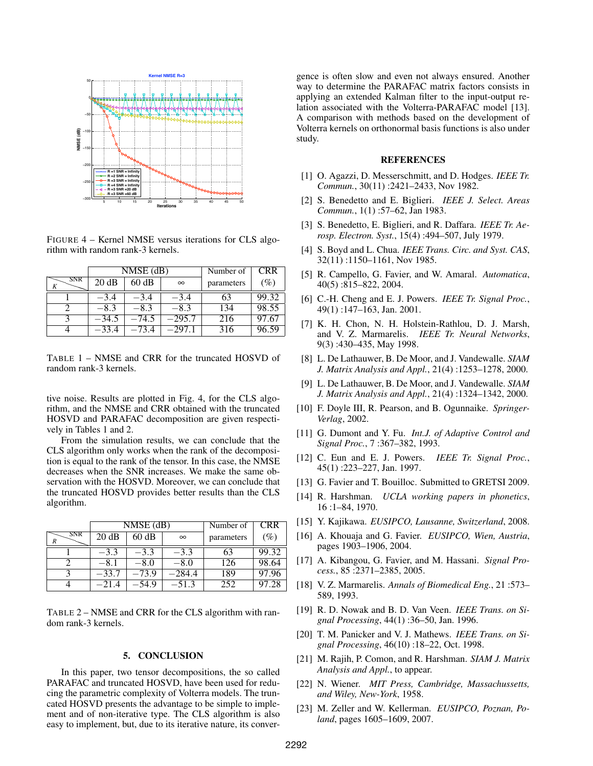Kernel NMSE R=3

50
0
−50
−100
−150
−200
−250
−300

NMSE (dB)

5 10 15 20 25 30 35 40 45 50

Iterations

R =1 SNR = Infinity
R =2 SNR = Infinity
R =3 SNR = Infinity
R =4 SNR = Infinity
R =3 SNR =20 dB
R =3 SNR =60 dB

FIGURE 4 – Kernel NMSE versus iterations for CLS algorithm with random rank-3 kernels.

| K \ SNR | NMSE (dB) 20 dB | 60 dB | $\infty$ | Number of parameters | CRR (%) |
|---|---|---|---|---|---|
| 1 | $-3.4$ | $-3.4$ | $-3.4$ | 63 | 99.32 |
| 2 | $-8.3$ | $-8.3$ | $-8.3$ | 134 | 98.55 |
| 3 | $-34.5$ | $-74.5$ | $-295.7$ | 216 | 97.67 |
| 4 | $-33.4$ | $-73.4$ | $-297.1$ | 316 | 96.59 |

TABLE 1 – NMSE and CRR for the truncated HOSVD of random rank-3 kernels.

tive noise. Results are plotted in Fig. 4, for the CLS algorithm, and the NMSE and CRR obtained with the truncated HOSVD and PARAFAC decomposition are given respectively in Tables 1 and 2.

From the simulation results, we can conclude that the CLS algorithm only works when the rank of the decomposition is equal to the rank of the tensor. In this case, the NMSE decreases when the SNR increases. We make the same observation with the HOSVD. Moreover, we can conclude that the truncated HOSVD provides better results than the CLS algorithm.

| R \ SNR | NMSE (dB) 20 dB | 60 dB | $\infty$ | Number of parameters | CRR (%) |
|---|---|---|---|---|---|
| 1 | $-3.3$ | $-3.3$ | $-3.3$ | 63 | 99.32 |
| 2 | $-8.1$ | $-8.0$ | $-8.0$ | 126 | 98.64 |
| 3 | $-33.7$ | $-73.9$ | $-284.4$ | 189 | 97.96 |
| 4 | $-21.4$ | $-54.9$ | $-51.3$ | 252 | 97.28 |

TABLE 2 – NMSE and CRR for the CLS algorithm with random rank-3 kernels.

## 5. CONCLUSION

In this paper, two tensor decompositions, the so called PARAFAC and truncated HOSVD, have been used for reducing the parametric complexity of Volterra models. The truncated HOSVD presents the advantage to be simple to implement and of non-iterative type. The CLS algorithm is also easy to implement, but, due to its iterative nature, its convergence is often slow and even not always ensured. Another way to determine the PARAFAC matrix factors consists in applying an extended Kalman filter to the input-output relation associated with the Volterra-PARAFAC model [13]. A comparison with methods based on the development of Volterra kernels on orthonormal basis functions is also under study.

## REFERENCES

[1] O. Agazzi, D. Messerschmitt, and D. Hodges. *IEEE Tr. Commun.*, 30(11) :2421–2433, Nov 1982.

[2] S. Benedetto and E. Biglieri. *IEEE J. Select. Areas Commun.*, 1(1) :57–62, Jan 1983.

[3] S. Benedetto, E. Biglieri, and R. Daffara. *IEEE Tr. Aerosp. Electron. Syst.*, 15(4) :494–507, July 1979.

[4] S. Boyd and L. Chua. *IEEE Trans. Circ. and Syst. CAS*, 32(11) :1150–1161, Nov 1985.

[5] R. Campello, G. Favier, and W. Amaral. *Automatica*, 40(5) :815–822, 2004.

[6] C.-H. Cheng and E. J. Powers. *IEEE Tr. Signal Proc.*, 49(1) :147–163, Jan. 2001.

[7] K. H. Chon, N. H. Holstein-Rathlou, D. J. Marsh, and V. Z. Marmarelis. *IEEE Tr. Neural Networks*, 9(3) :430–435, May 1998.

[8] L. De Lathauwer, B. De Moor, and J. Vandewalle. *SIAM J. Matrix Analysis and Appl.*, 21(4) :1253–1278, 2000.

[9] L. De Lathauwer, B. De Moor, and J. Vandewalle. *SIAM J. Matrix Analysis and Appl.*, 21(4) :1324–1342, 2000.

[10] F. Doyle III, R. Pearson, and B. Ogunnaike. *Springer-Verlag*, 2002.

[11] G. Dumont and Y. Fu. *Int.J. of Adaptive Control and Signal Proc.*, 7 :367–382, 1993.

[12] C. Eun and E. J. Powers. *IEEE Tr. Signal Proc.*, 45(1) :223–227, Jan. 1997.

[13] G. Favier and T. Bouilloc. Submitted to GRETSI 2009.

[14] R. Harshman. *UCLA working papers in phonetics*, 16 :1–84, 1970.

[15] Y. Kajikawa. *EUSIPCO, Lausanne, Switzerland*, 2008.

[16] A. Khouaja and G. Favier. *EUSIPCO, Wien, Austria*, pages 1903–1906, 2004.

[17] A. Kibangou, G. Favier, and M. Hassani. *Signal Process.*, 85 :2371–2385, 2005.

[18] V. Z. Marmarelis. *Annals of Biomedical Eng.*, 21 :573–589, 1993.

[19] R. D. Nowak and B. D. Van Veen. *IEEE Trans. on Signal Processing*, 44(1) :36–50, Jan. 1996.

[20] T. M. Panicker and V. J. Mathews. *IEEE Trans. on Signal Processing*, 46(10) :18–22, Oct. 1998.

[21] M. Rajih, P. Comon, and R. Harshman. *SIAM J. Matrix Analysis and Appl.*, to appear.

[22] N. Wiener. *MIT Press, Cambridge, Massachussetts, and Wiley, New-York*, 1958.

[23] M. Zeller and W. Kellerman. *EUSIPCO, Poznan, Poland*, pages 1605–1609, 2007.